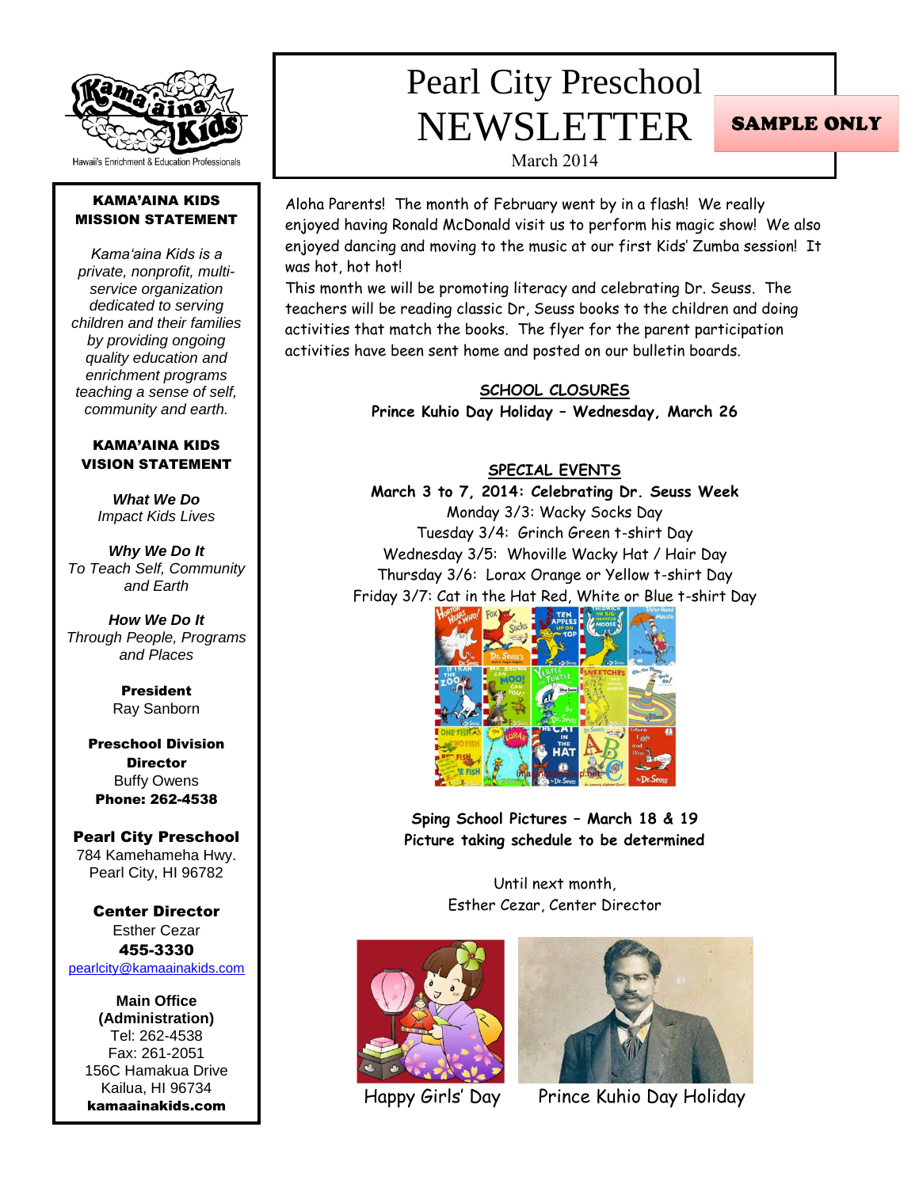# Pearl City Preschool NEWSLETTER

March 2014

**SAMPLE ONLY**

Hawaii's Enrichment & Education Professionals

**KAMA'AINA KIDS MISSION STATEMENT**

*Kama'aina Kids is a private, nonprofit, multi-service organization dedicated to serving children and their families by providing ongoing quality education and enrichment programs teaching a sense of self, community and earth.*

**KAMA'AINA KIDS VISION STATEMENT**

***What We Do***
*Impact Kids Lives*

***Why We Do It***
*To Teach Self, Community and Earth*

***How We Do It***
*Through People, Programs and Places*

**President**
Ray Sanborn

**Preschool Division Director**
Buffy Owens
**Phone: 262-4538**

**Pearl City Preschool**
784 Kamehameha Hwy.
Pearl City, HI 96782

**Center Director**
Esther Cezar
**455-3330**
pearlcity@kamaainakids.com

**Main Office (Administration)**
Tel: 262-4538
Fax: 261-2051
156C Hamakua Drive
Kailua, HI 96734
**kamaainakids.com**

Aloha Parents! The month of February went by in a flash! We really enjoyed having Ronald McDonald visit us to perform his magic show! We also enjoyed dancing and moving to the music at our first Kids' Zumba session! It was hot, hot hot!

This month we will be promoting literacy and celebrating Dr. Seuss. The teachers will be reading classic Dr, Seuss books to the children and doing activities that match the books. The flyer for the parent participation activities have been sent home and posted on our bulletin boards.

## SCHOOL CLOSURES

**Prince Kuhio Day Holiday – Wednesday, March 26**

## SPECIAL EVENTS

**March 3 to 7, 2014: Celebrating Dr. Seuss Week**

Monday 3/3: Wacky Socks Day
Tuesday 3/4: Grinch Green t-shirt Day
Wednesday 3/5: Whoville Wacky Hat / Hair Day
Thursday 3/6: Lorax Orange or Yellow t-shirt Day
Friday 3/7: Cat in the Hat Red, White or Blue t-shirt Day

**Sping School Pictures – March 18 & 19**
**Picture taking schedule to be determined**

Until next month,
Esther Cezar, Center Director

Happy Girls' Day

Prince Kuhio Day Holiday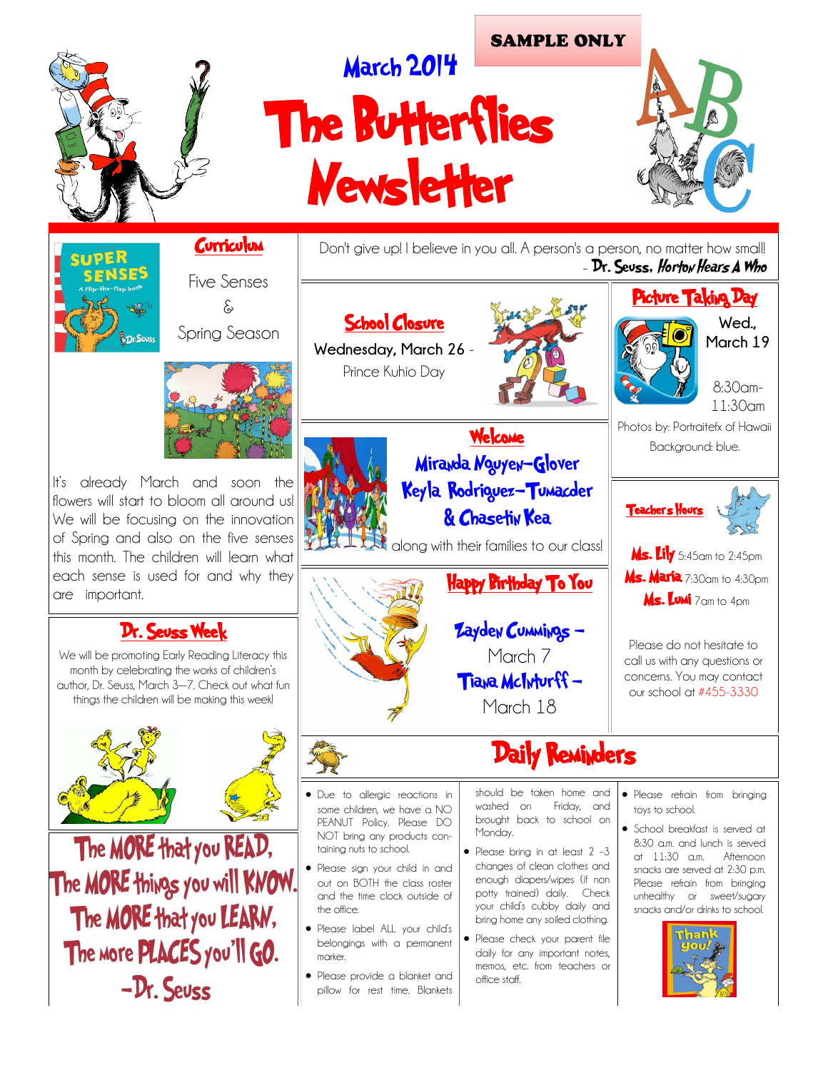SAMPLE ONLY

March 2014

# The Butterflies Newsletter

## Curriculum

Five Senses

&

Spring Season

It's already March and soon the flowers will start to bloom all around us! We will be focusing on the innovation of Spring and also on the five senses this month. The children will learn what each sense is used for and why they are important.

## Dr. Seuss Week

We will be promoting Early Reading Literacy this month by celebrating the works of children's author, Dr. Seuss, March 3—7. Check out what fun things the children will be making this week!

The MORE that you READ,
The MORE things you will KNOW.
The MORE that you LEARN,
The More PLACES you'll GO.
–Dr. Seuss

Don't give up! I believe in you all. A person's a person, no matter how small!
– Dr. Seuss, Horton Hears A Who

## School Closure

Wednesday, March 26 - Prince Kuhio Day

## Picture Taking Day

Wed., March 19

8:30am-11:30am

Photos by: Portraitefx of Hawaii
Background: blue.

## Welcome

Miranda Nguyen-Glover
Keyla Rodriguez-Tumacder
& Chasetin Kea

along with their families to our class!

## Teachers Hours

**Ms. Lily** 5:45am to 2:45pm
**Ms. Maria** 7:30am to 4:30pm
**Ms. Lumi** 7am to 4pm

Please do not hesitate to call us with any questions or concerns. You may contact our school at #455-3330

## Happy Birthday To You

Zayden Cummings – March 7
Tiana McInturff – March 18

## Daily Reminders

- Due to allergic reactions in some children, we have a NO PEANUT Policy. Please DO NOT bring any products containing nuts to school.
- Please sign your child in and out on BOTH the class roster and the time clock outside of the office.
- Please label ALL your child's belongings with a permanent marker.
- Please provide a blanket and pillow for rest time. Blankets should be taken home and washed on Friday, and brought back to school on Monday.
- Please bring in at least 2 -3 changes of clean clothes and enough diapers/wipes (if non potty trained) daily. Check your child's cubby daily and bring home any soiled clothing.
- Please check your parent file daily for any important notes, memos, etc. from teachers or office staff.
- Please refrain from bringing toys to school.
- School breakfast is served at 8:30 a.m. and lunch is served at 11:30 a.m. Afternoon snacks are served at 2:30 p.m. Please refrain from bringing unhealthy or sweet/sugary snacks and/or drinks to school.

Thank you!